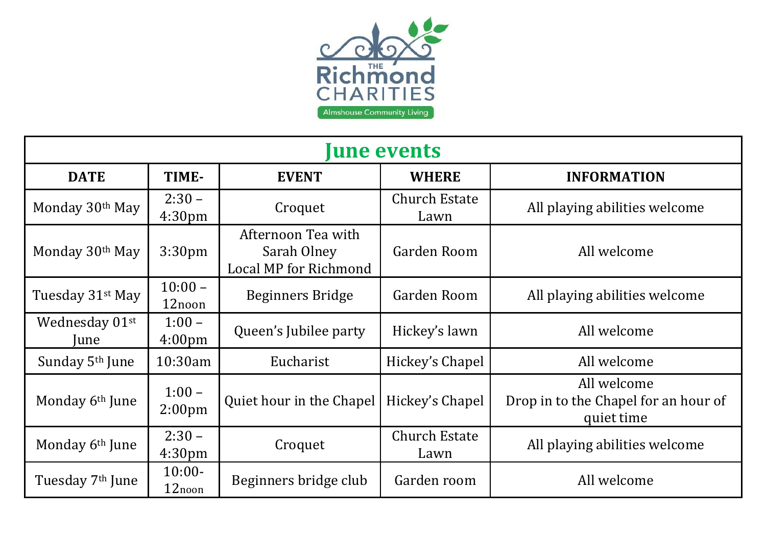THE Richmond CHARITIES

Almshouse Community Living

| June events | | | | |
|---|---|---|---|---|
| **DATE** | **TIME-** | **EVENT** | **WHERE** | **INFORMATION** |
| Monday 30th May | 2:30 – 4:30pm | Croquet | Church Estate Lawn | All playing abilities welcome |
| Monday 30th May | 3:30pm | Afternoon Tea with Sarah Olney Local MP for Richmond | Garden Room | All welcome |
| Tuesday 31st May | 10:00 – 12noon | Beginners Bridge | Garden Room | All playing abilities welcome |
| Wednesday 01st June | 1:00 – 4:00pm | Queen's Jubilee party | Hickey's lawn | All welcome |
| Sunday 5th June | 10:30am | Eucharist | Hickey's Chapel | All welcome |
| Monday 6th June | 1:00 – 2:00pm | Quiet hour in the Chapel | Hickey's Chapel | All welcome Drop in to the Chapel for an hour of quiet time |
| Monday 6th June | 2:30 – 4:30pm | Croquet | Church Estate Lawn | All playing abilities welcome |
| Tuesday 7th June | 10:00-12noon | Beginners bridge club | Garden room | All welcome |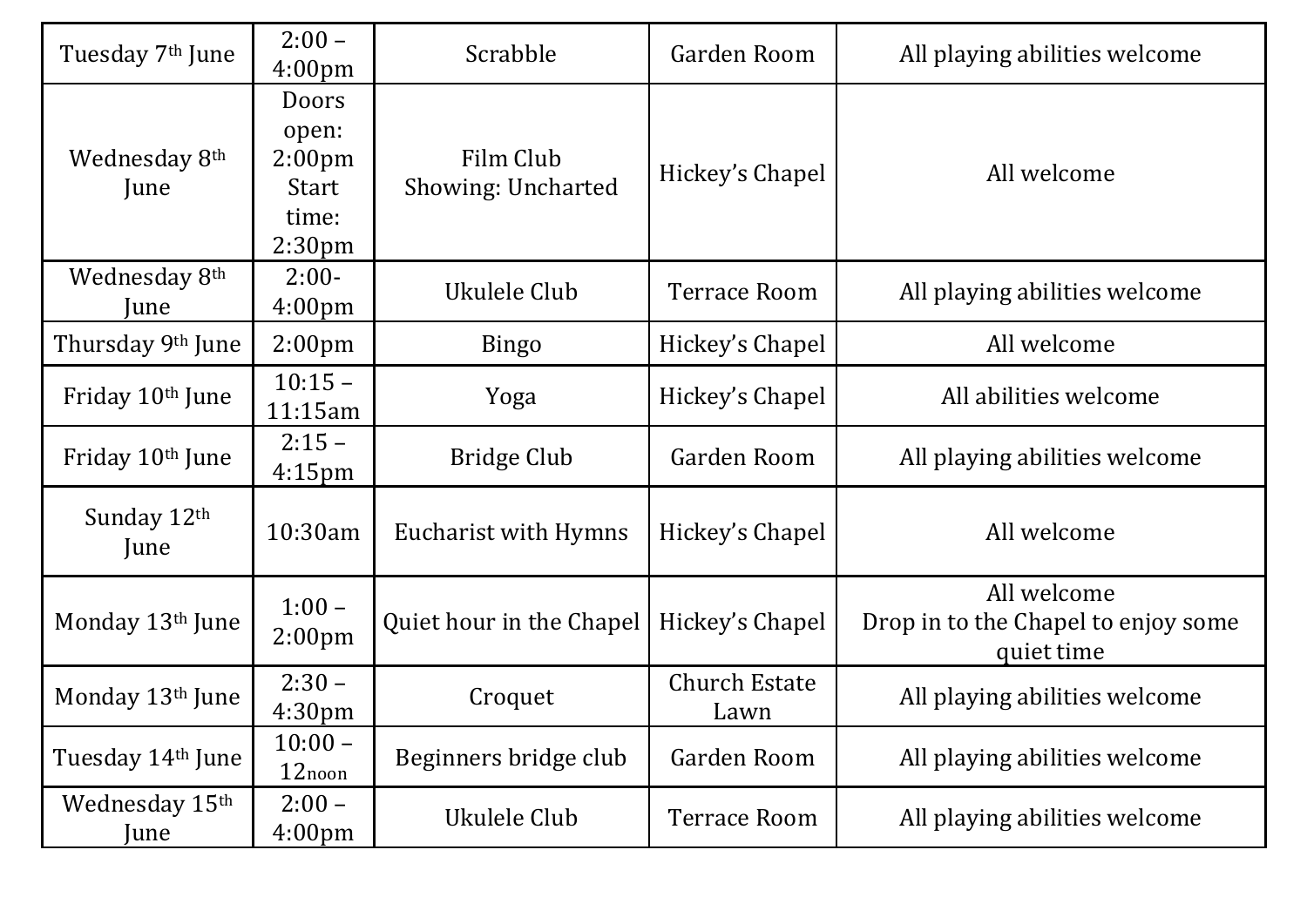| Tuesday 7th June | 2:00 – 4:00pm | Scrabble | Garden Room | All playing abilities welcome |
|---|---|---|---|---|
| Wednesday 8th June | Doors open: 2:00pm Start time: 2:30pm | Film Club Showing: Uncharted | Hickey's Chapel | All welcome |
| Wednesday 8th June | 2:00- 4:00pm | Ukulele Club | Terrace Room | All playing abilities welcome |
| Thursday 9th June | 2:00pm | Bingo | Hickey's Chapel | All welcome |
| Friday 10th June | 10:15 – 11:15am | Yoga | Hickey's Chapel | All abilities welcome |
| Friday 10th June | 2:15 – 4:15pm | Bridge Club | Garden Room | All playing abilities welcome |
| Sunday 12th June | 10:30am | Eucharist with Hymns | Hickey's Chapel | All welcome |
| Monday 13th June | 1:00 – 2:00pm | Quiet hour in the Chapel | Hickey's Chapel | All welcome Drop in to the Chapel to enjoy some quiet time |
| Monday 13th June | 2:30 – 4:30pm | Croquet | Church Estate Lawn | All playing abilities welcome |
| Tuesday 14th June | 10:00 – 12noon | Beginners bridge club | Garden Room | All playing abilities welcome |
| Wednesday 15th June | 2:00 – 4:00pm | Ukulele Club | Terrace Room | All playing abilities welcome |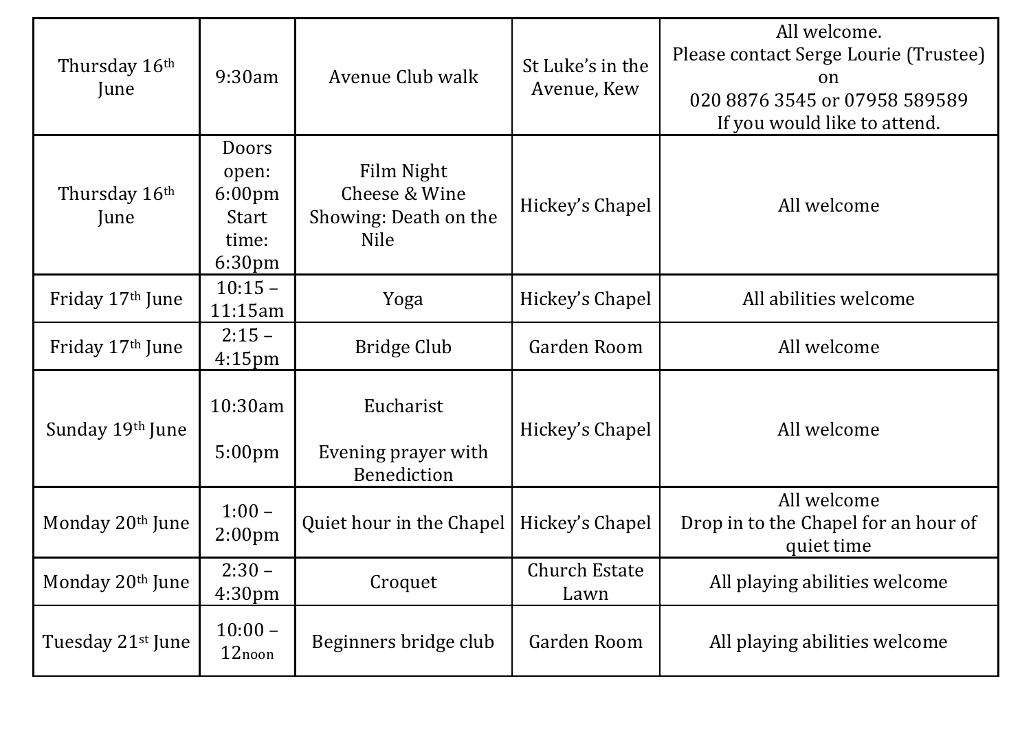| Thursday 16th June | 9:30am | Avenue Club walk | St Luke's in the Avenue, Kew | All welcome. Please contact Serge Lourie (Trustee) on 020 8876 3545 or 07958 589589 If you would like to attend. |
|---|---|---|---|---|
| Thursday 16th June | Doors open: 6:00pm Start time: 6:30pm | Film Night Cheese & Wine Showing: Death on the Nile | Hickey's Chapel | All welcome |
| Friday 17th June | 10:15 – 11:15am | Yoga | Hickey's Chapel | All abilities welcome |
| Friday 17th June | 2:15 – 4:15pm | Bridge Club | Garden Room | All welcome |
| Sunday 19th June | 10:30am<br><br>5:00pm | Eucharist<br><br>Evening prayer with Benediction | Hickey's Chapel | All welcome |
| Monday 20th June | 1:00 – 2:00pm | Quiet hour in the Chapel | Hickey's Chapel | All welcome Drop in to the Chapel for an hour of quiet time |
| Monday 20th June | 2:30 – 4:30pm | Croquet | Church Estate Lawn | All playing abilities welcome |
| Tuesday 21st June | 10:00 – 12noon | Beginners bridge club | Garden Room | All playing abilities welcome |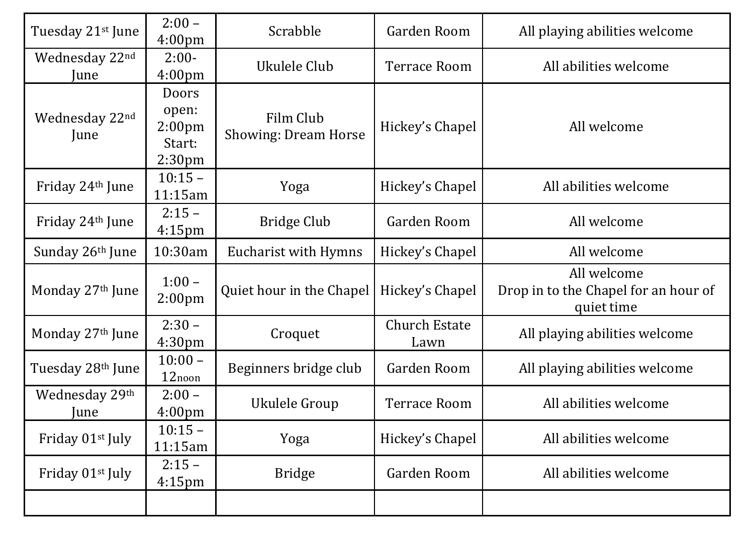| Tuesday 21st June | 2:00 – 4:00pm | Scrabble | Garden Room | All playing abilities welcome |
|---|---|---|---|---|
| Wednesday 22nd June | 2:00- 4:00pm | Ukulele Club | Terrace Room | All abilities welcome |
| Wednesday 22nd June | Doors open: 2:00pm Start: 2:30pm | Film Club Showing: Dream Horse | Hickey's Chapel | All welcome |
| Friday 24th June | 10:15 – 11:15am | Yoga | Hickey's Chapel | All abilities welcome |
| Friday 24th June | 2:15 – 4:15pm | Bridge Club | Garden Room | All welcome |
| Sunday 26th June | 10:30am | Eucharist with Hymns | Hickey's Chapel | All welcome |
| Monday 27th June | 1:00 – 2:00pm | Quiet hour in the Chapel | Hickey's Chapel | All welcome Drop in to the Chapel for an hour of quiet time |
| Monday 27th June | 2:30 – 4:30pm | Croquet | Church Estate Lawn | All playing abilities welcome |
| Tuesday 28th June | 10:00 – 12noon | Beginners bridge club | Garden Room | All playing abilities welcome |
| Wednesday 29th June | 2:00 – 4:00pm | Ukulele Group | Terrace Room | All abilities welcome |
| Friday 01st July | 10:15 – 11:15am | Yoga | Hickey's Chapel | All abilities welcome |
| Friday 01st July | 2:15 – 4:15pm | Bridge | Garden Room | All abilities welcome |
| | | | | |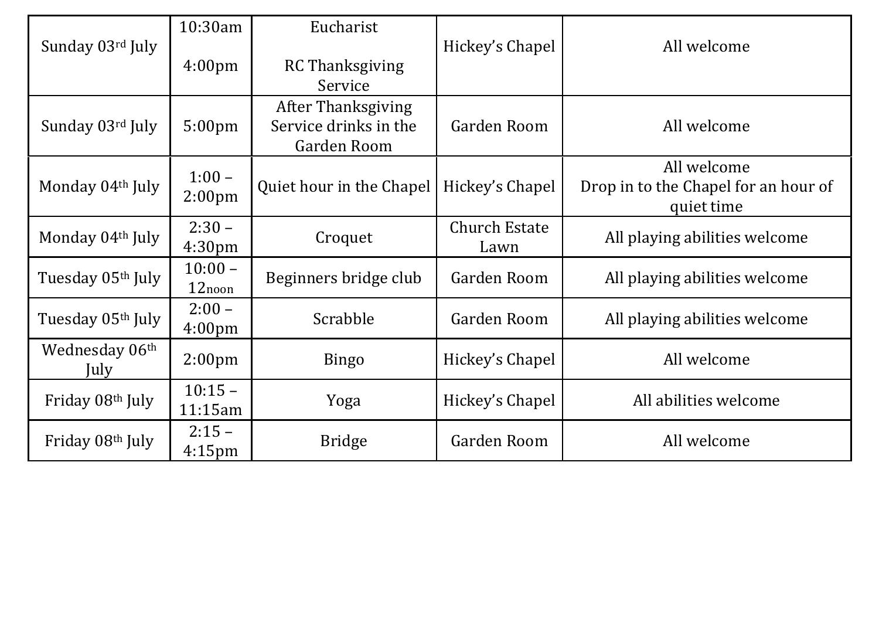| Sunday 03rd July | 10:30am<br><br>4:00pm | Eucharist<br><br>RC Thanksgiving Service | Hickey's Chapel | All welcome |
|---|---|---|---|---|
| Sunday 03rd July | 5:00pm | After Thanksgiving Service drinks in the Garden Room | Garden Room | All welcome |
| Monday 04th July | 1:00 – 2:00pm | Quiet hour in the Chapel | Hickey's Chapel | All welcome<br>Drop in to the Chapel for an hour of quiet time |
| Monday 04th July | 2:30 – 4:30pm | Croquet | Church Estate Lawn | All playing abilities welcome |
| Tuesday 05th July | 10:00 – 12noon | Beginners bridge club | Garden Room | All playing abilities welcome |
| Tuesday 05th July | 2:00 – 4:00pm | Scrabble | Garden Room | All playing abilities welcome |
| Wednesday 06th July | 2:00pm | Bingo | Hickey's Chapel | All welcome |
| Friday 08th July | 10:15 – 11:15am | Yoga | Hickey's Chapel | All abilities welcome |
| Friday 08th July | 2:15 – 4:15pm | Bridge | Garden Room | All welcome |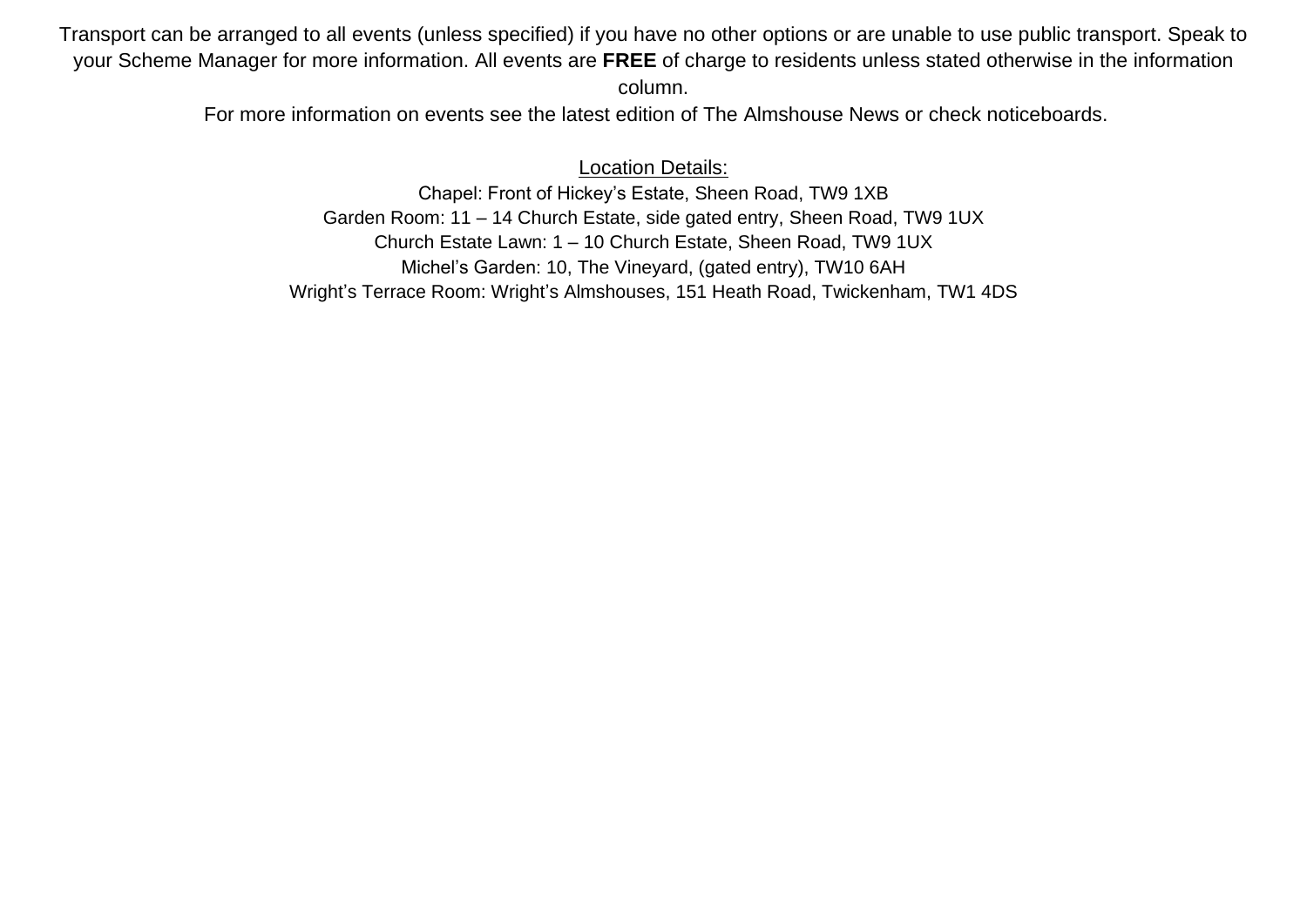Transport can be arranged to all events (unless specified) if you have no other options or are unable to use public transport. Speak to your Scheme Manager for more information. All events are **FREE** of charge to residents unless stated otherwise in the information column.

For more information on events see the latest edition of The Almshouse News or check noticeboards.

Location Details:

Chapel: Front of Hickey's Estate, Sheen Road, TW9 1XB

Garden Room: 11 – 14 Church Estate, side gated entry, Sheen Road, TW9 1UX

Church Estate Lawn: 1 – 10 Church Estate, Sheen Road, TW9 1UX

Michel's Garden: 10, The Vineyard, (gated entry), TW10 6AH

Wright's Terrace Room: Wright's Almshouses, 151 Heath Road, Twickenham, TW1 4DS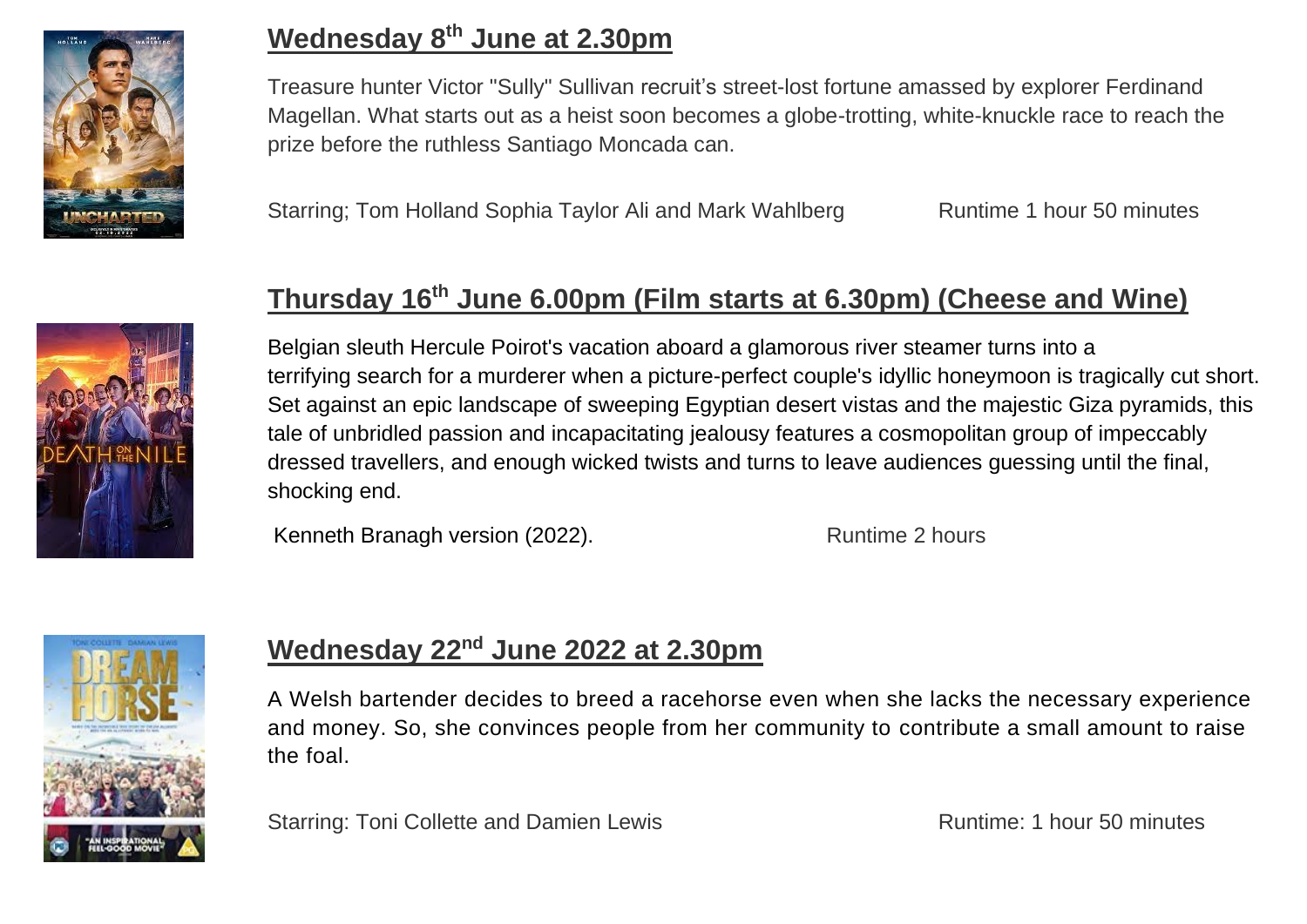## Wednesday 8th June at 2.30pm

Treasure hunter Victor "Sully" Sullivan recruit's street-lost fortune amassed by explorer Ferdinand Magellan. What starts out as a heist soon becomes a globe-trotting, white-knuckle race to reach the prize before the ruthless Santiago Moncada can.

Starring; Tom Holland Sophia Taylor Ali and Mark Wahlberg     Runtime 1 hour 50 minutes

## Thursday 16th June 6.00pm (Film starts at 6.30pm) (Cheese and Wine)

Belgian sleuth Hercule Poirot's vacation aboard a glamorous river steamer turns into a terrifying search for a murderer when a picture-perfect couple's idyllic honeymoon is tragically cut short. Set against an epic landscape of sweeping Egyptian desert vistas and the majestic Giza pyramids, this tale of unbridled passion and incapacitating jealousy features a cosmopolitan group of impeccably dressed travellers, and enough wicked twists and turns to leave audiences guessing until the final, shocking end.

Kenneth Branagh version (2022).     Runtime 2 hours

## Wednesday 22nd June 2022 at 2.30pm

A Welsh bartender decides to breed a racehorse even when she lacks the necessary experience and money. So, she convinces people from her community to contribute a small amount to raise the foal.

Starring: Toni Collette and Damien Lewis     Runtime: 1 hour 50 minutes